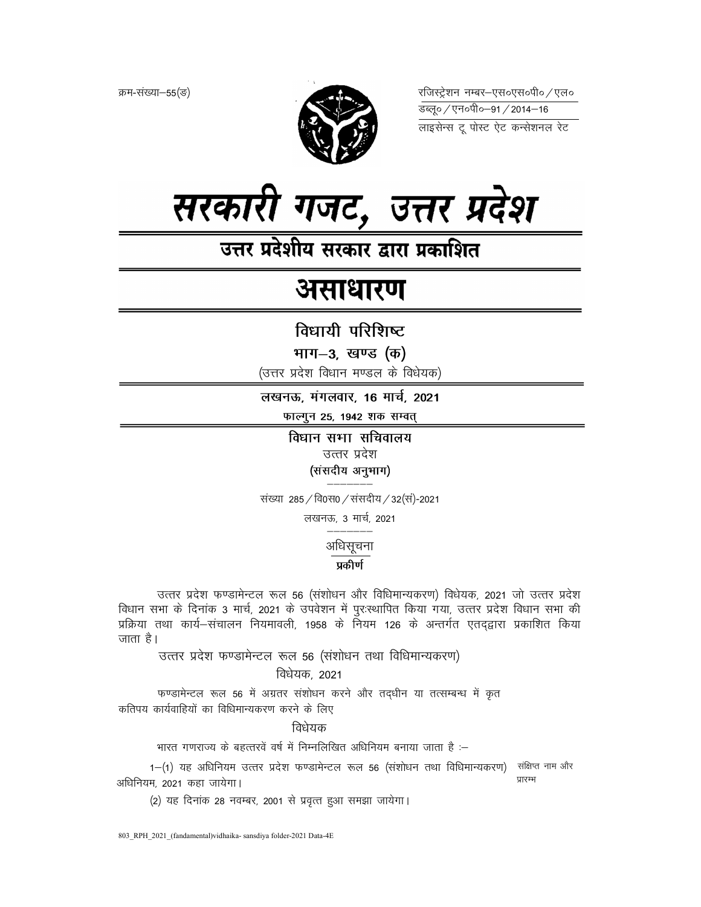क्रम-संख्या—55(ङ)

रजिस्ट्रेशन नम्बर—एस०एस०पी० / एल०
डब्लू० / एन०पी०—91 / 2014—16
लाइसेन्स टू पोस्ट ऐट कन्सेशनल रेट

# सरकारी गजट, उत्तर प्रदेश

## उत्तर प्रदेशीय सरकार द्वारा प्रकाशित

# असाधारण

## विधायी परिशिष्ट

### भाग—3, खण्ड (क)

(उत्तर प्रदेश विधान मण्डल के विधेयक)

**लखनऊ, मंगलवार, 16 मार्च, 2021**

**फाल्गुन 25, 1942 शक सम्वत्**

## विधान सभा सचिवालय

उत्तर प्रदेश

**(संसदीय अनुभाग)**

संख्या 285 / वि0स0 / संसदीय / 32(सं)-2021

लखनऊ, 3 मार्च, 2021

अधिसूचना

**प्रकीर्ण**

उत्तर प्रदेश फण्डामेन्टल रूल 56 (संशोधन और विधिमान्यकरण) विधेयक, 2021 जो उत्तर प्रदेश विधान सभा के दिनांक 3 मार्च, 2021 के उपवेशन में पुरःस्थापित किया गया, उत्तर प्रदेश विधान सभा की प्रक्रिया तथा कार्य—संचालन नियमावली, 1958 के नियम 126 के अन्तर्गत एतद्द्वारा प्रकाशित किया जाता है।

उत्तर प्रदेश फण्डामेन्टल रूल 56 (संशोधन तथा विधिमान्यकरण) विधेयक, 2021

फण्डामेन्टल रूल 56 में अग्रतर संशोधन करने और तद्धीन या तत्सम्बन्ध में कृत कतिपय कार्यवाहियों का विधिमान्यकरण करने के लिए

विधेयक

भारत गणराज्य के बहत्तरवें वर्ष में निम्नलिखित अधिनियम बनाया जाता है :—

संक्षिप्त नाम और प्रारम्भ

1—(1) यह अधिनियम उत्तर प्रदेश फण्डामेन्टल रूल 56 (संशोधन तथा विधिमान्यकरण) अधिनियम, 2021 कहा जायेगा।

(2) यह दिनांक 28 नवम्बर, 2001 से प्रवृत्त हुआ समझा जायेगा।

803_RPH_2021_(fandamental)vidhaika- sansdiya folder-2021 Data-4E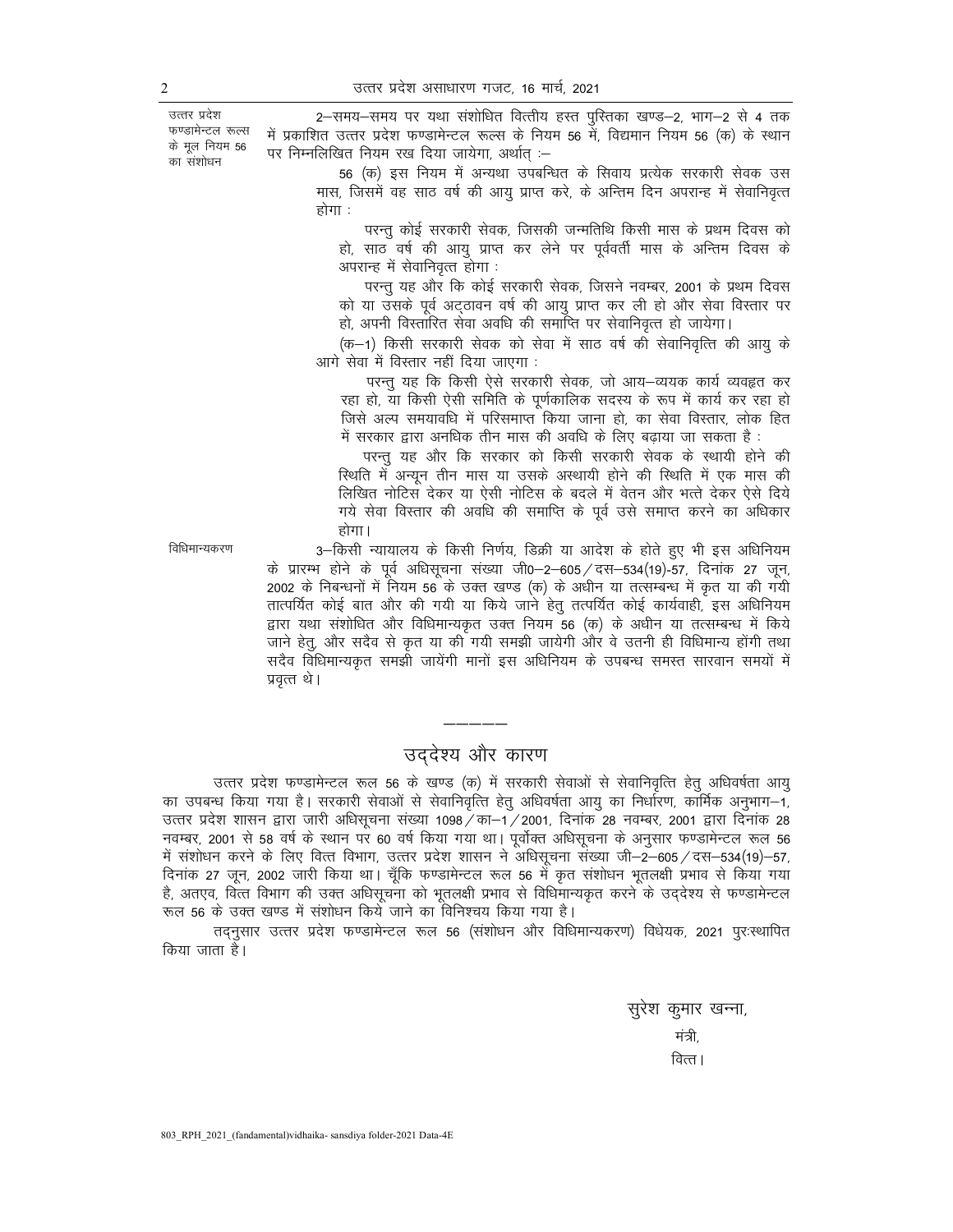उत्तर प्रदेश फण्डामेन्टल रूल्स के मूल नियम 56 का संशोधन

2–समय–समय पर यथा संशोधित वित्तीय हस्त पुस्तिका खण्ड–2, भाग–2 से 4 तक में प्रकाशित उत्तर प्रदेश फण्डामेन्टल रूल्स के नियम 56 में, विद्यमान नियम 56 (क) के स्थान पर निम्नलिखित नियम रख दिया जायेगा, अर्थात् :–

56 (क) इस नियम में अन्यथा उपबन्धित के सिवाय प्रत्येक सरकारी सेवक उस मास, जिसमें वह साठ वर्ष की आयु प्राप्त करे, के अन्तिम दिन अपरान्ह में सेवानिवृत्त होगा :

परन्तु कोई सरकारी सेवक, जिसकी जन्मतिथि किसी मास के प्रथम दिवस को हो, साठ वर्ष की आयु प्राप्त कर लेने पर पूर्ववर्ती मास के अन्तिम दिवस के अपरान्ह में सेवानिवृत्त होगा :

परन्तु यह और कि कोई सरकारी सेवक, जिसने नवम्बर, 2001 के प्रथम दिवस को या उसके पूर्व अट्ठावन वर्ष की आयु प्राप्त कर ली हो और सेवा विस्तार पर हो, अपनी विस्तारित सेवा अवधि की समाप्ति पर सेवानिवृत्त हो जायेगा।

(क–1) किसी सरकारी सेवक को सेवा में साठ वर्ष की सेवानिवृत्ति की आयु के आगे सेवा में विस्तार नहीं दिया जाएगा :

परन्तु यह कि किसी ऐसे सरकारी सेवक, जो आय–व्ययक कार्य व्यवहृत कर रहा हो, या किसी ऐसी समिति के पूर्णकालिक सदस्य के रूप में कार्य कर रहा हो जिसे अल्प समयावधि में परिसमाप्त किया जाना हो, का सेवा विस्तार, लोक हित में सरकार द्वारा अनधिक तीन मास की अवधि के लिए बढ़ाया जा सकता है :

परन्तु यह और कि सरकार को किसी सरकारी सेवक के स्थायी होने की स्थिति में अन्यून तीन मास या उसके अस्थायी होने की स्थिति में एक मास की लिखित नोटिस देकर या ऐसी नोटिस के बदले में वेतन और भत्ते देकर ऐसे दिये गये सेवा विस्तार की अवधि की समाप्ति के पूर्व उसे समाप्त करने का अधिकार होगा।

विधिमान्यकरण

3–किसी न्यायालय के किसी निर्णय, डिक्री या आदेश के होते हुए भी इस अधिनियम के प्रारम्भ होने के पूर्व अधिसूचना संख्या जी0–2–605/दस–534(19)-57, दिनांक 27 जून, 2002 के निबन्धनों में नियम 56 के उक्त खण्ड (क) के अधीन या तत्सम्बन्ध में कृत या की गयी तात्पर्यित कोई बात और की गयी या किये जाने हेतु तत्पर्यित कोई कार्यवाही, इस अधिनियम द्वारा यथा संशोधित और विधिमान्यकृत उक्त नियम 56 (क) के अधीन या तत्सम्बन्ध में किये जाने हेतु, और सदैव से कृत या की गयी समझी जायेगी और वे उतनी ही विधिमान्य होंगी तथा सदैव विधिमान्यकृत समझी जायेंगी मानों इस अधिनियम के उपबन्ध समस्त सारवान समयों में प्रवृत्त थे।

---

## उद्देश्य और कारण

उत्तर प्रदेश फण्डामेन्टल रूल 56 के खण्ड (क) में सरकारी सेवाओं से सेवानिवृत्ति हेतु अधिवर्षता आयु का उपबन्ध किया गया है। सरकारी सेवाओं से सेवानिवृत्ति हेतु अधिवर्षता आयु का निर्धारण, कार्मिक अनुभाग–1, उत्तर प्रदेश शासन द्वारा जारी अधिसूचना संख्या 1098/का–1/2001, दिनांक 28 नवम्बर, 2001 द्वारा दिनांक 28 नवम्बर, 2001 से 58 वर्ष के स्थान पर 60 वर्ष किया गया था। पूर्वोक्त अधिसूचना के अनुसार फण्डामेन्टल रूल 56 में संशोधन करने के लिए वित्त विभाग, उत्तर प्रदेश शासन ने अधिसूचना संख्या जी–2–605/दस–534(19)–57, दिनांक 27 जून, 2002 जारी किया था। चूँकि फण्डामेन्टल रूल 56 में कृत संशोधन भूतलक्षी प्रभाव से किया गया है, अतएव, वित्त विभाग की उक्त अधिसूचना को भूतलक्षी प्रभाव से विधिमान्यकृत करने के उद्देश्य से फण्डामेन्टल रूल 56 के उक्त खण्ड में संशोधन किये जाने का विनिश्चय किया गया है।

तद्नुसार उत्तर प्रदेश फण्डामेन्टल रूल 56 (संशोधन और विधिमान्यकरण) विधेयक, 2021 पुरःस्थापित किया जाता है।

सुरेश कुमार खन्ना,
मंत्री,
वित्त।

803_RPH_2021_(fandamental)vidhaika- sansdiya folder-2021 Data-4E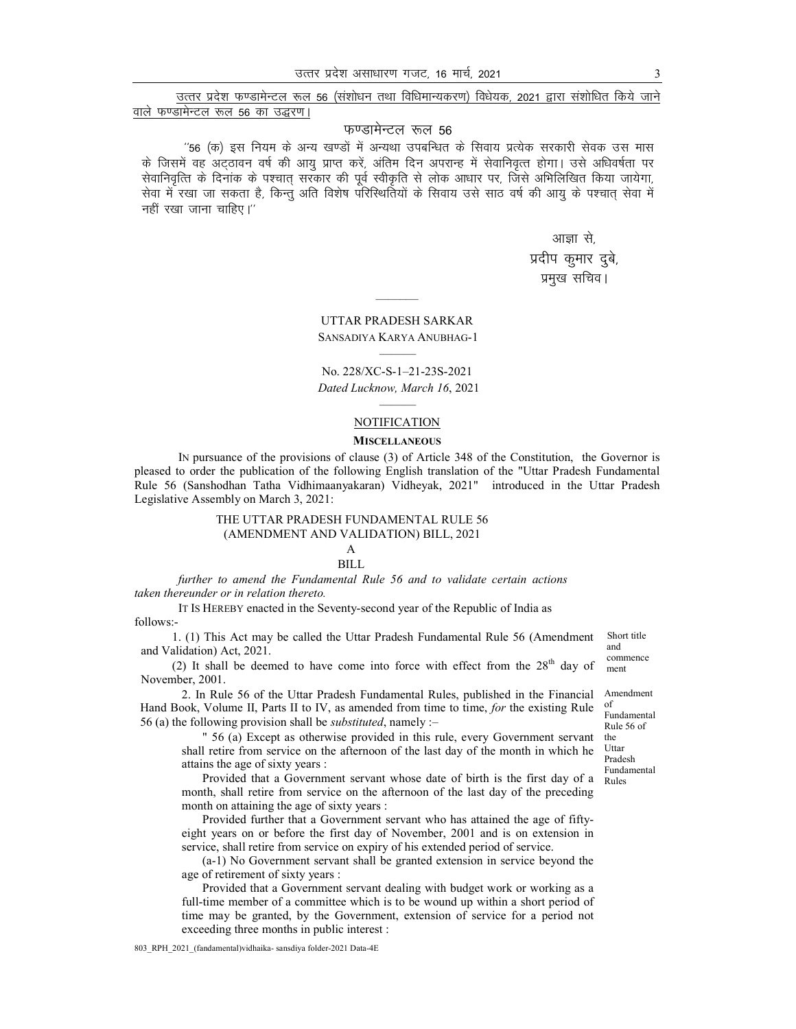<u>उत्तर प्रदेश फण्डामेन्टल रूल 56 (संशोधन तथा विधिमान्यकरण) विधेयक, 2021 द्वारा संशोधित किये जाने वाले फण्डामेन्टल रूल 56 का उद्धरण।</u>

फण्डामेन्टल रूल 56

''56 (क) इस नियम के अन्य खण्डों में अन्यथा उपबन्धित के सिवाय प्रत्येक सरकारी सेवक उस मास के जिसमें वह अट्ठावन वर्ष की आयु प्राप्त करें, अंतिम दिन अपरान्ह में सेवानिवृत्त होगा। उसे अधिवर्षता पर सेवानिवृत्ति के दिनांक के पश्चात् सरकार की पूर्व स्वीकृति से लोक आधार पर, जिसे अभिलिखित किया जायेगा, सेवा में रखा जा सकता है, किन्तु अति विशेष परिस्थितियों के सिवाय उसे साठ वर्ष की आयु के पश्चात् सेवा में नहीं रखा जाना चाहिए।''

आज्ञा से,
प्रदीप कुमार दुबे,
प्रमुख सचिव।

---

UTTAR PRADESH SARKAR

SANSADIYA KARYA ANUBHAG-1

No. 228/XC-S-1–21-23S-2021

*Dated Lucknow, March 16*, 2021

<u>NOTIFICATION</u>

**MISCELLANEOUS**

IN pursuance of the provisions of clause (3) of Article 348 of the Constitution, the Governor is pleased to order the publication of the following English translation of the "Uttar Pradesh Fundamental Rule 56 (Sanshodhan Tatha Vidhimaanyakaran) Vidheyak, 2021" introduced in the Uttar Pradesh Legislative Assembly on March 3, 2021:

THE UTTAR PRADESH FUNDAMENTAL RULE 56 (AMENDMENT AND VALIDATION) BILL, 2021

A

BILL

*further to amend the Fundamental Rule 56 and to validate certain actions taken thereunder or in relation thereto.*

IT IS HEREBY enacted in the Seventy-second year of the Republic of India as follows:-

*Short title and commencement*

1. (1) This Act may be called the Uttar Pradesh Fundamental Rule 56 (Amendment and Validation) Act, 2021.

(2) It shall be deemed to have come into force with effect from the 28th day of November, 2001.

*Amendment of Fundamental Rule 56 of the Uttar Pradesh Fundamental Rules*

2. In Rule 56 of the Uttar Pradesh Fundamental Rules, published in the Financial Hand Book, Volume II, Parts II to IV, as amended from time to time, *for* the existing Rule 56 (a) the following provision shall be *substituted*, namely :–

" 56 (a) Except as otherwise provided in this rule, every Government servant shall retire from service on the afternoon of the last day of the month in which he attains the age of sixty years :

Provided that a Government servant whose date of birth is the first day of a month, shall retire from service on the afternoon of the last day of the preceding month on attaining the age of sixty years :

Provided further that a Government servant who has attained the age of fifty-eight years on or before the first day of November, 2001 and is on extension in service, shall retire from service on expiry of his extended period of service.

(a-1) No Government servant shall be granted extension in service beyond the age of retirement of sixty years :

Provided that a Government servant dealing with budget work or working as a full-time member of a committee which is to be wound up within a short period of time may be granted, by the Government, extension of service for a period not exceeding three months in public interest :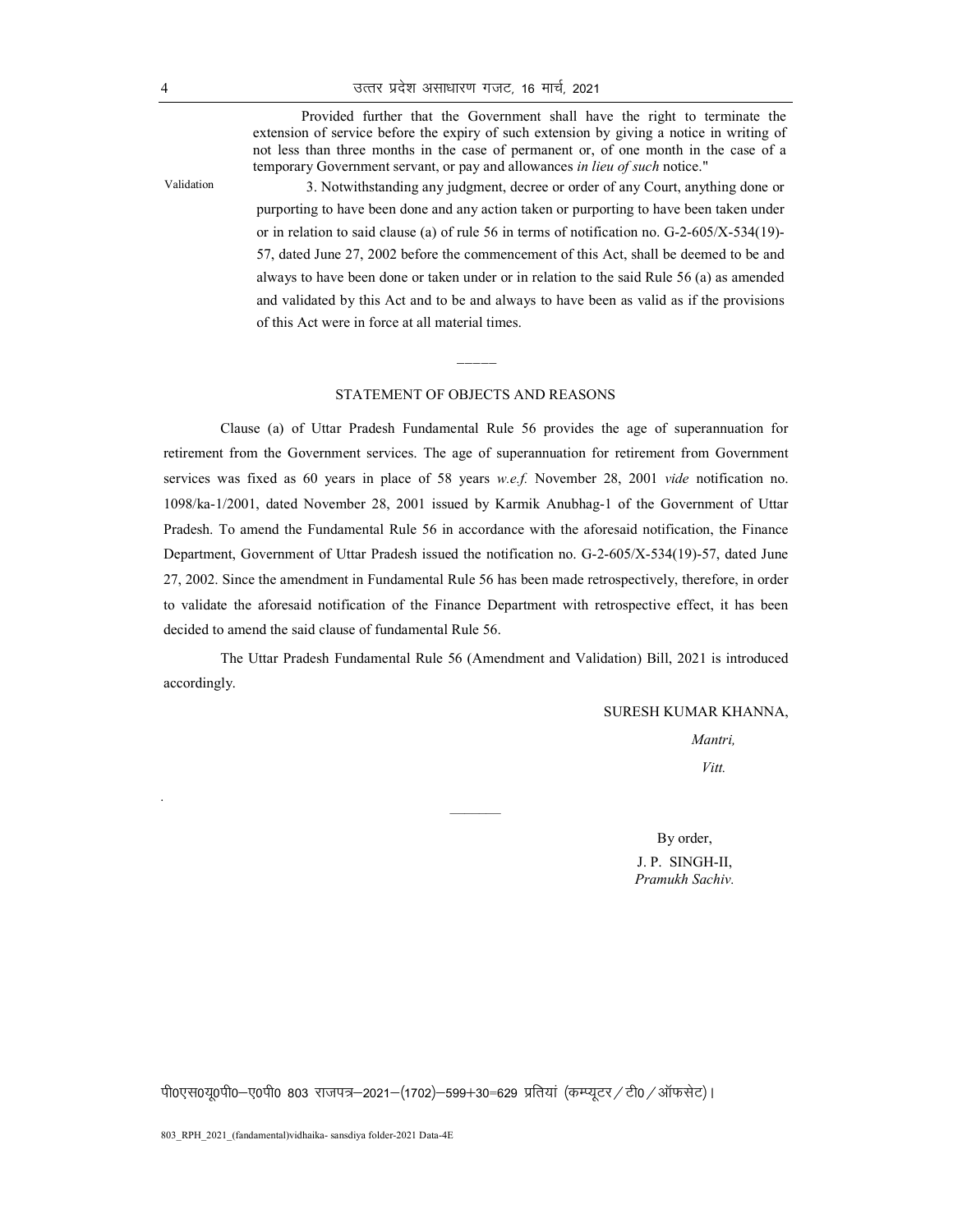Provided further that the Government shall have the right to terminate the extension of service before the expiry of such extension by giving a notice in writing of not less than three months in the case of permanent or, of one month in the case of a temporary Government servant, or pay and allowances *in lieu of such* notice."

Validation

3. Notwithstanding any judgment, decree or order of any Court, anything done or purporting to have been done and any action taken or purporting to have been taken under or in relation to said clause (a) of rule 56 in terms of notification no. G-2-605/X-534(19)-57, dated June 27, 2002 before the commencement of this Act, shall be deemed to be and always to have been done or taken under or in relation to the said Rule 56 (a) as amended and validated by this Act and to be and always to have been as valid as if the provisions of this Act were in force at all material times.

―――――

## STATEMENT OF OBJECTS AND REASONS

Clause (a) of Uttar Pradesh Fundamental Rule 56 provides the age of superannuation for retirement from the Government services. The age of superannuation for retirement from Government services was fixed as 60 years in place of 58 years *w.e.f.* November 28, 2001 *vide* notification no. 1098/ka-1/2001, dated November 28, 2001 issued by Karmik Anubhag-1 of the Government of Uttar Pradesh. To amend the Fundamental Rule 56 in accordance with the aforesaid notification, the Finance Department, Government of Uttar Pradesh issued the notification no. G-2-605/X-534(19)-57, dated June 27, 2002. Since the amendment in Fundamental Rule 56 has been made retrospectively, therefore, in order to validate the aforesaid notification of the Finance Department with retrospective effect, it has been decided to amend the said clause of fundamental Rule 56.

The Uttar Pradesh Fundamental Rule 56 (Amendment and Validation) Bill, 2021 is introduced accordingly.

SURESH KUMAR KHANNA,

*Mantri,*

*Vitt.*

―――――

By order,

J. P. SINGH-II,

*Pramukh Sachiv.*

पी0एस0यू0पी0–ए0पी0 803 राजपत्र–2021–(1702)–599+30=629 प्रतियां (कम्प्यूटर / टी0 / ऑफसेट)।

803_RPH_2021_(fandamental)vidhaika- sansdiya folder-2021 Data-4E